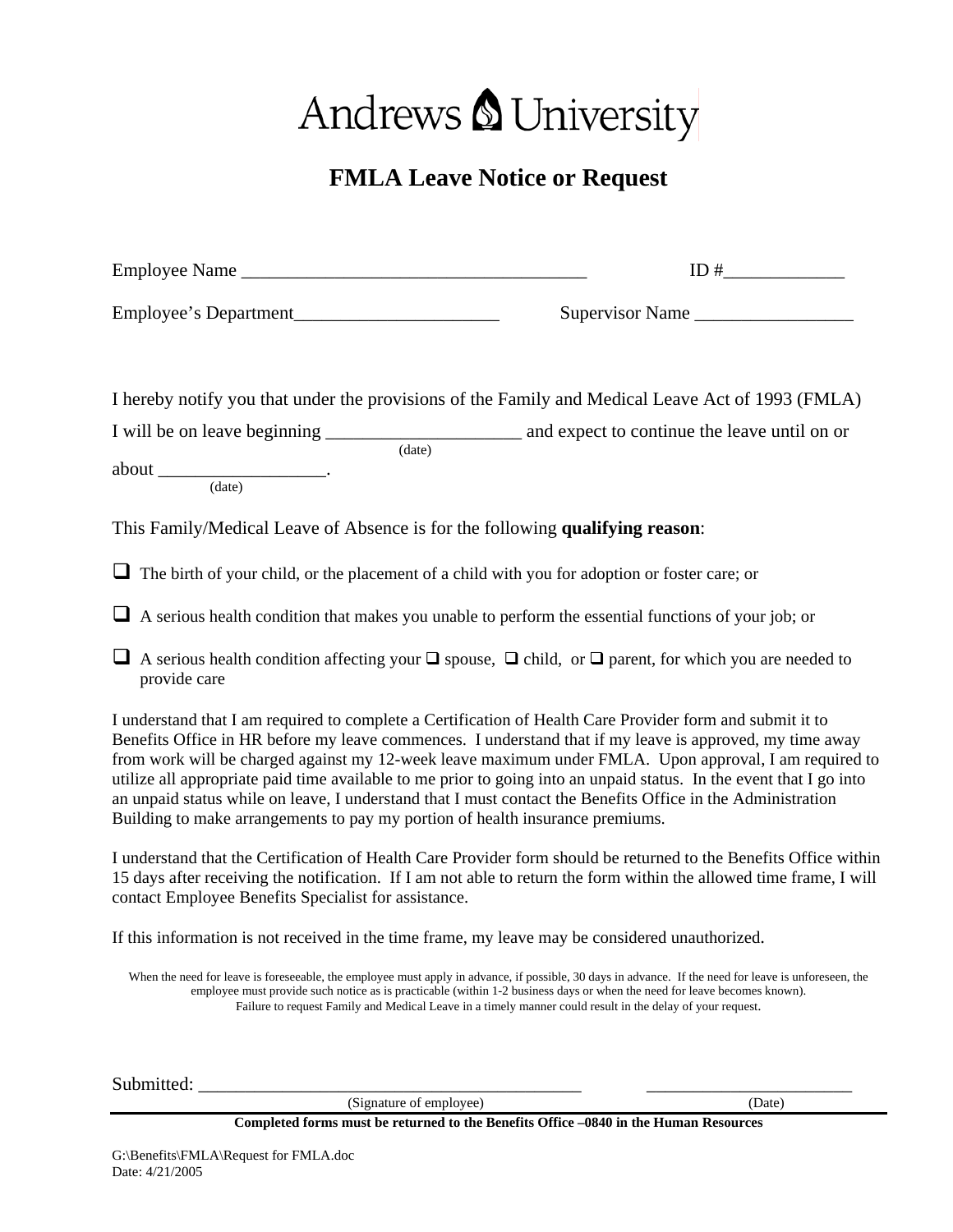# Andrews University

## FMLA Leave Notice or Request

Employee Name _____________________________________ ID #_____________

Employee's Department______________________ Supervisor Name _________________

I hereby notify you that under the provisions of the Family and Medical Leave Act of 1993 (FMLA) I will be on leave beginning _____________________ (date) and expect to continue the leave until on or about __________________ (date).

This Family/Medical Leave of Absence is for the following **qualifying reason**:

- ❑ The birth of your child, or the placement of a child with you for adoption or foster care; or
- ❑ A serious health condition that makes you unable to perform the essential functions of your job; or
- ❑ A serious health condition affecting your ❑ spouse, ❑ child, or ❑ parent, for which you are needed to provide care

I understand that I am required to complete a Certification of Health Care Provider form and submit it to Benefits Office in HR before my leave commences. I understand that if my leave is approved, my time away from work will be charged against my 12-week leave maximum under FMLA. Upon approval, I am required to utilize all appropriate paid time available to me prior to going into an unpaid status. In the event that I go into an unpaid status while on leave, I understand that I must contact the Benefits Office in the Administration Building to make arrangements to pay my portion of health insurance premiums.

I understand that the Certification of Health Care Provider form should be returned to the Benefits Office within 15 days after receiving the notification. If I am not able to return the form within the allowed time frame, I will contact Employee Benefits Specialist for assistance.

If this information is not received in the time frame, my leave may be considered unauthorized.

When the need for leave is foreseeable, the employee must apply in advance, if possible, 30 days in advance. If the need for leave is unforeseen, the employee must provide such notice as is practicable (within 1-2 business days or when the need for leave becomes known).
Failure to request Family and Medical Leave in a timely manner could result in the delay of your request.

Submitted: __________________________________________ (Signature of employee) ______________________ (Date)

**Completed forms must be returned to the Benefits Office –0840 in the Human Resources**

G:\Benefits\FMLA\Request for FMLA.doc
Date: 4/21/2005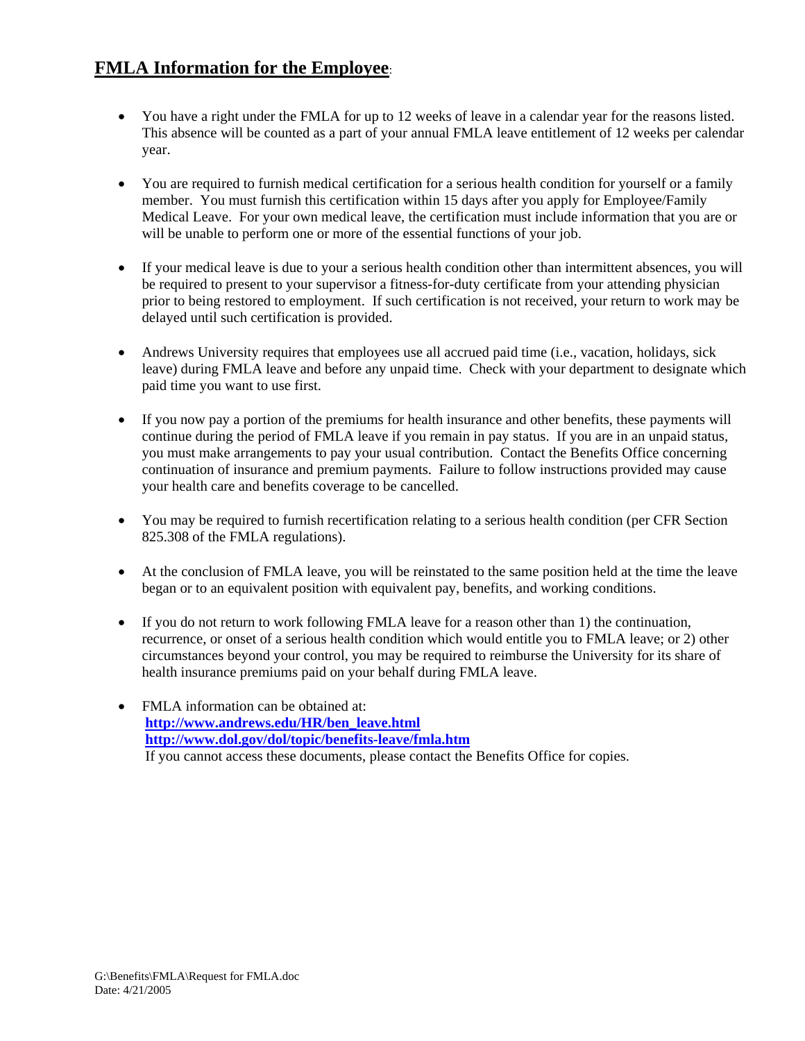## **FMLA Information for the Employee**:

- You have a right under the FMLA for up to 12 weeks of leave in a calendar year for the reasons listed. This absence will be counted as a part of your annual FMLA leave entitlement of 12 weeks per calendar year.

- You are required to furnish medical certification for a serious health condition for yourself or a family member. You must furnish this certification within 15 days after you apply for Employee/Family Medical Leave. For your own medical leave, the certification must include information that you are or will be unable to perform one or more of the essential functions of your job.

- If your medical leave is due to your a serious health condition other than intermittent absences, you will be required to present to your supervisor a fitness-for-duty certificate from your attending physician prior to being restored to employment. If such certification is not received, your return to work may be delayed until such certification is provided.

- Andrews University requires that employees use all accrued paid time (i.e., vacation, holidays, sick leave) during FMLA leave and before any unpaid time. Check with your department to designate which paid time you want to use first.

- If you now pay a portion of the premiums for health insurance and other benefits, these payments will continue during the period of FMLA leave if you remain in pay status. If you are in an unpaid status, you must make arrangements to pay your usual contribution. Contact the Benefits Office concerning continuation of insurance and premium payments. Failure to follow instructions provided may cause your health care and benefits coverage to be cancelled.

- You may be required to furnish recertification relating to a serious health condition (per CFR Section 825.308 of the FMLA regulations).

- At the conclusion of FMLA leave, you will be reinstated to the same position held at the time the leave began or to an equivalent position with equivalent pay, benefits, and working conditions.

- If you do not return to work following FMLA leave for a reason other than 1) the continuation, recurrence, or onset of a serious health condition which would entitle you to FMLA leave; or 2) other circumstances beyond your control, you may be required to reimburse the University for its share of health insurance premiums paid on your behalf during FMLA leave.

- FMLA information can be obtained at:
  **http://www.andrews.edu/HR/ben_leave.html**
  **http://www.dol.gov/dol/topic/benefits-leave/fmla.htm**
  If you cannot access these documents, please contact the Benefits Office for copies.

G:\Benefits\FMLA\Request for FMLA.doc
Date: 4/21/2005